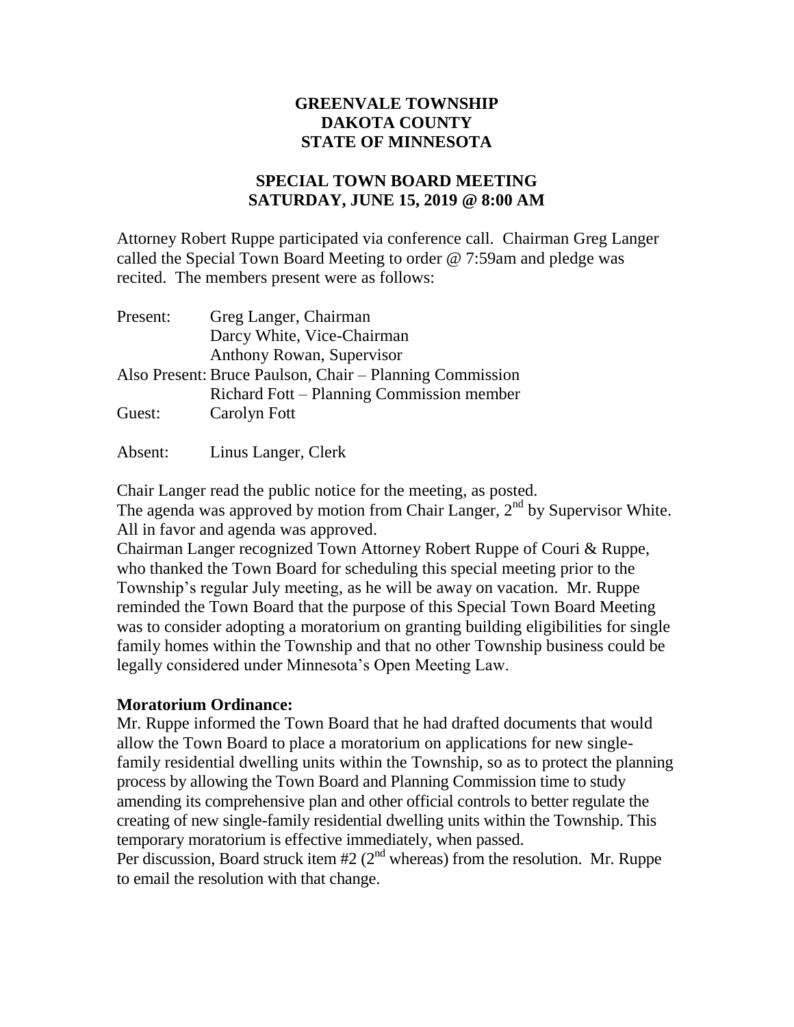# GREENVALE TOWNSHIP
# DAKOTA COUNTY
# STATE OF MINNESOTA

## SPECIAL TOWN BOARD MEETING
## SATURDAY, JUNE 15, 2019 @ 8:00 AM

Attorney Robert Ruppe participated via conference call. Chairman Greg Langer called the Special Town Board Meeting to order @ 7:59am and pledge was recited. The members present were as follows:

| | |
|---|---|
| Present: | Greg Langer, Chairman |
| | Darcy White, Vice-Chairman |
| | Anthony Rowan, Supervisor |
| Also Present: | Bruce Paulson, Chair – Planning Commission |
| | Richard Fott – Planning Commission member |
| Guest: | Carolyn Fott |
| | |
| Absent: | Linus Langer, Clerk |

Chair Langer read the public notice for the meeting, as posted.

The agenda was approved by motion from Chair Langer, 2nd by Supervisor White. All in favor and agenda was approved.

Chairman Langer recognized Town Attorney Robert Ruppe of Couri & Ruppe, who thanked the Town Board for scheduling this special meeting prior to the Township's regular July meeting, as he will be away on vacation. Mr. Ruppe reminded the Town Board that the purpose of this Special Town Board Meeting was to consider adopting a moratorium on granting building eligibilities for single family homes within the Township and that no other Township business could be legally considered under Minnesota's Open Meeting Law.

**Moratorium Ordinance:**

Mr. Ruppe informed the Town Board that he had drafted documents that would allow the Town Board to place a moratorium on applications for new single-family residential dwelling units within the Township, so as to protect the planning process by allowing the Town Board and Planning Commission time to study amending its comprehensive plan and other official controls to better regulate the creating of new single-family residential dwelling units within the Township. This temporary moratorium is effective immediately, when passed.

Per discussion, Board struck item #2 (2nd whereas) from the resolution. Mr. Ruppe to email the resolution with that change.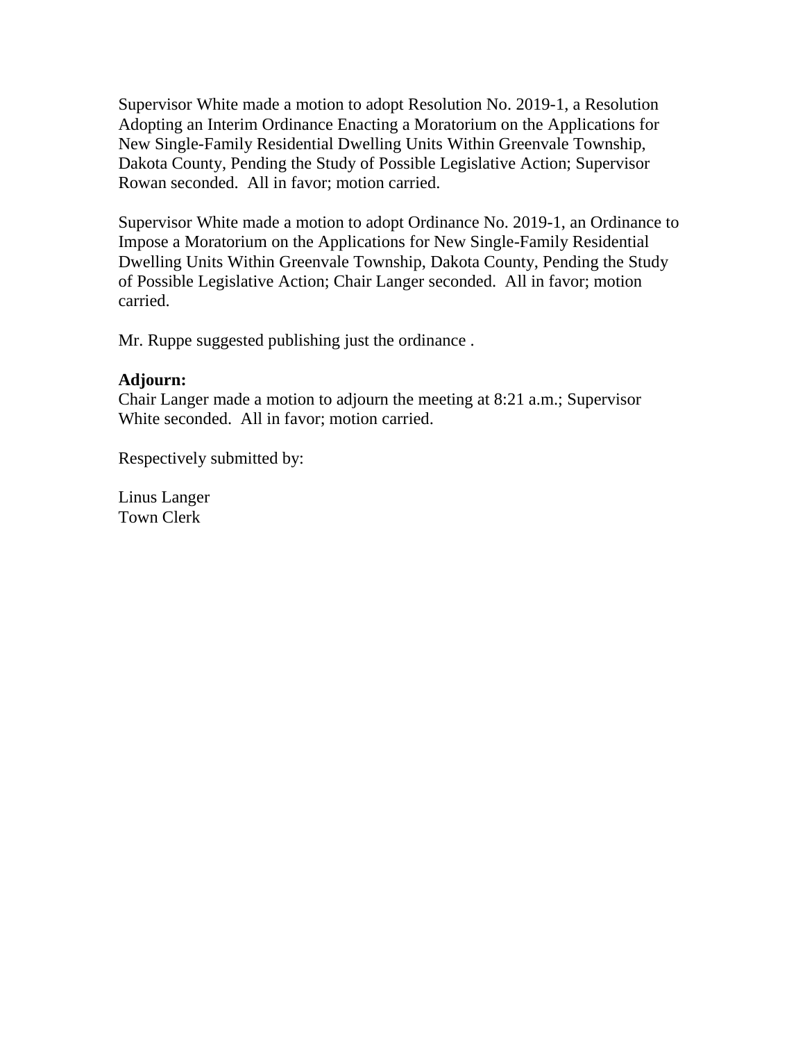Supervisor White made a motion to adopt Resolution No. 2019-1, a Resolution Adopting an Interim Ordinance Enacting a Moratorium on the Applications for New Single-Family Residential Dwelling Units Within Greenvale Township, Dakota County, Pending the Study of Possible Legislative Action; Supervisor Rowan seconded. All in favor; motion carried.

Supervisor White made a motion to adopt Ordinance No. 2019-1, an Ordinance to Impose a Moratorium on the Applications for New Single-Family Residential Dwelling Units Within Greenvale Township, Dakota County, Pending the Study of Possible Legislative Action; Chair Langer seconded. All in favor; motion carried.

Mr. Ruppe suggested publishing just the ordinance .

**Adjourn:**
Chair Langer made a motion to adjourn the meeting at 8:21 a.m.; Supervisor White seconded. All in favor; motion carried.

Respectively submitted by:

Linus Langer
Town Clerk